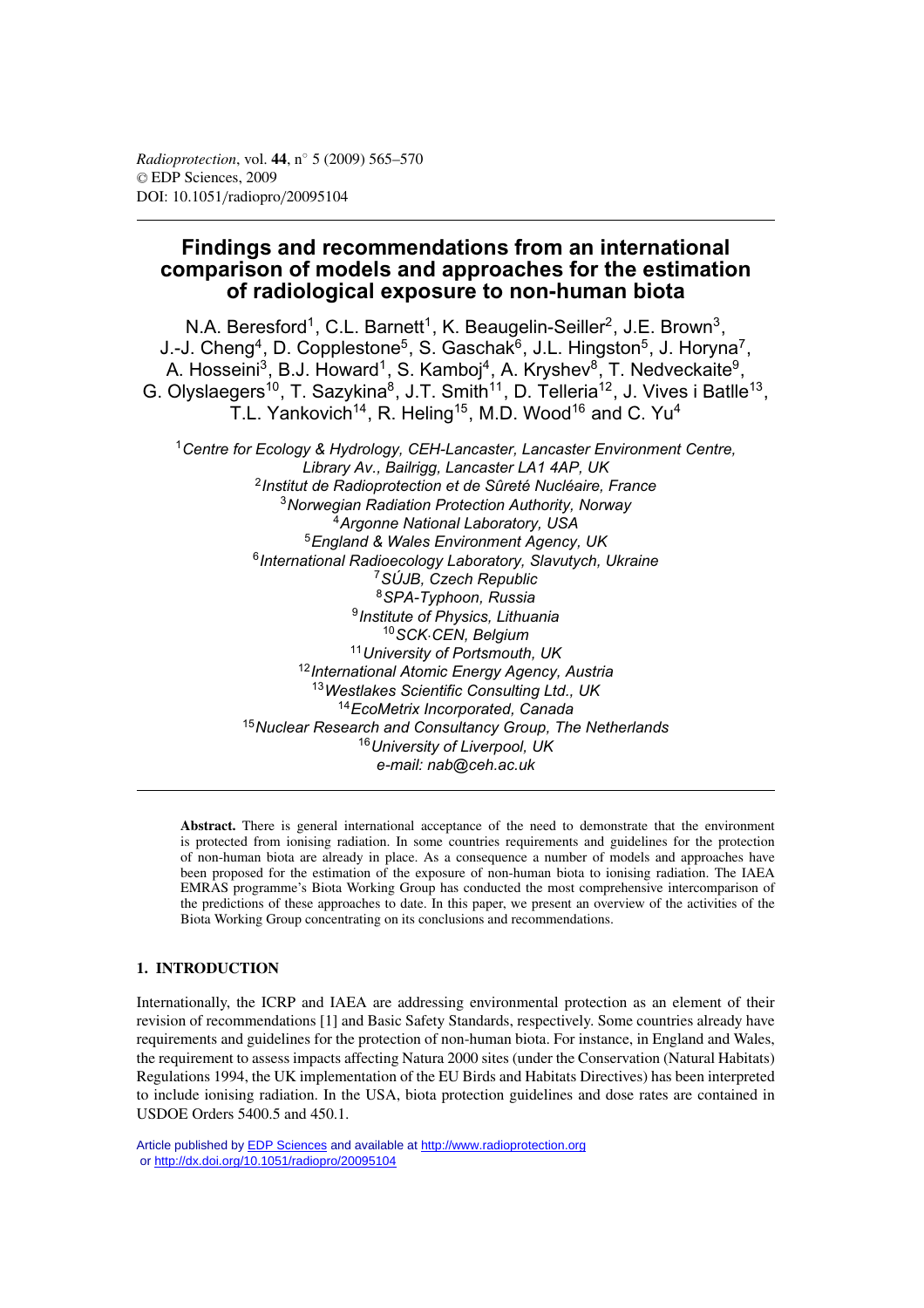*Radioprotection*, vol. **44**, n° 5 (2009) 565–570
© EDP Sciences, 2009
DOI: 10.1051/radiopro/20095104

# Findings and recommendations from an international comparison of models and approaches for the estimation of radiological exposure to non-human biota

N.A. Beresford[1], C.L. Barnett[1], K. Beaugelin-Seiller[2], J.E. Brown[3], J.-J. Cheng[4], D. Copplestone[5], S. Gaschak[6], J.L. Hingston[5], J. Horyna[7], A. Hosseini[3], B.J. Howard[1], S. Kamboj[4], A. Kryshev[8], T. Nedveckaite[9], G. Olyslaegers[10], T. Sazykina[8], J.T. Smith[11], D. Telleria[12], J. Vives i Batlle[13], T.L. Yankovich[14], R. Heling[15], M.D. Wood[16] and C. Yu[4]

[1] *Centre for Ecology & Hydrology, CEH-Lancaster, Lancaster Environment Centre, Library Av., Bailrigg, Lancaster LA1 4AP, UK*
[2] *Institut de Radioprotection et de Sûreté Nucléaire, France*
[3] *Norwegian Radiation Protection Authority, Norway*
[4] *Argonne National Laboratory, USA*
[5] *England & Wales Environment Agency, UK*
[6] *International Radioecology Laboratory, Slavutych, Ukraine*
[7] *SÚJB, Czech Republic*
[8] *SPA-Typhoon, Russia*
[9] *Institute of Physics, Lithuania*
[10] *SCK·CEN, Belgium*
[11] *University of Portsmouth, UK*
[12] *International Atomic Energy Agency, Austria*
[13] *Westlakes Scientific Consulting Ltd., UK*
[14] *EcoMetrix Incorporated, Canada*
[15] *Nuclear Research and Consultancy Group, The Netherlands*
[16] *University of Liverpool, UK*
*e-mail: nab@ceh.ac.uk*

**Abstract.** There is general international acceptance of the need to demonstrate that the environment is protected from ionising radiation. In some countries requirements and guidelines for the protection of non-human biota are already in place. As a consequence a number of models and approaches have been proposed for the estimation of the exposure of non-human biota to ionising radiation. The IAEA EMRAS programme's Biota Working Group has conducted the most comprehensive intercomparison of the predictions of these approaches to date. In this paper, we present an overview of the activities of the Biota Working Group concentrating on its conclusions and recommendations.

## 1. INTRODUCTION

Internationally, the ICRP and IAEA are addressing environmental protection as an element of their revision of recommendations [1] and Basic Safety Standards, respectively. Some countries already have requirements and guidelines for the protection of non-human biota. For instance, in England and Wales, the requirement to assess impacts affecting Natura 2000 sites (under the Conservation (Natural Habitats) Regulations 1994, the UK implementation of the EU Birds and Habitats Directives) has been interpreted to include ionising radiation. In the USA, biota protection guidelines and dose rates are contained in USDOE Orders 5400.5 and 450.1.

Article published by EDP Sciences and available at http://www.radioprotection.org or http://dx.doi.org/10.1051/radiopro/20095104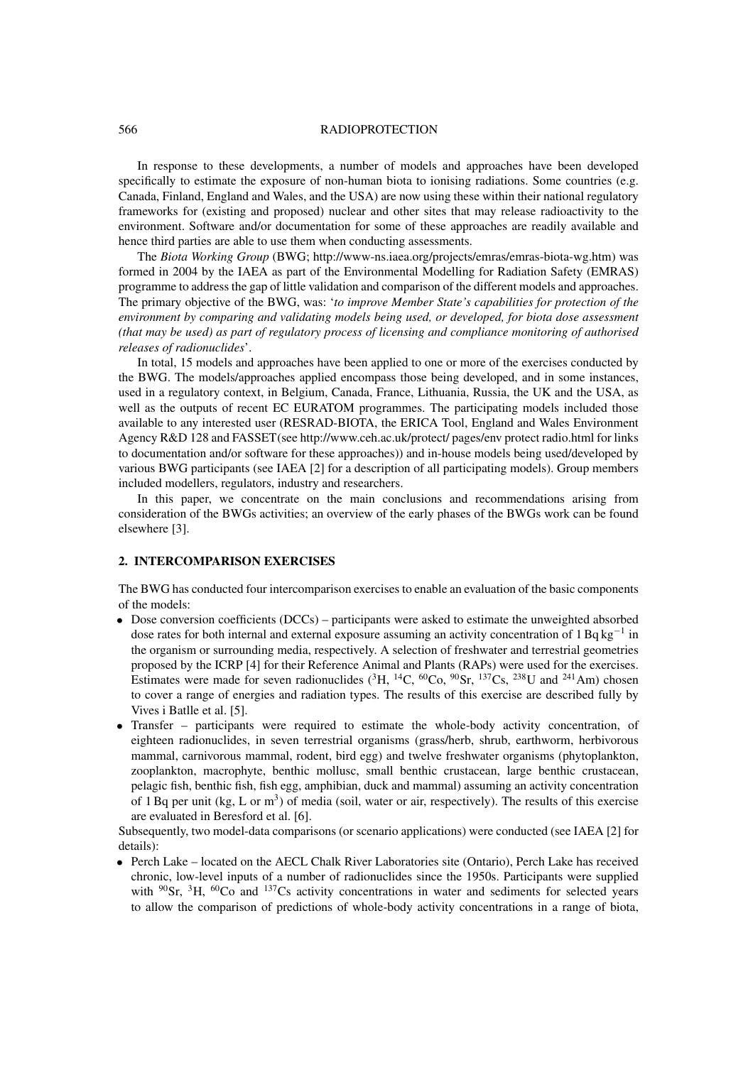In response to these developments, a number of models and approaches have been developed specifically to estimate the exposure of non-human biota to ionising radiations. Some countries (e.g. Canada, Finland, England and Wales, and the USA) are now using these within their national regulatory frameworks for (existing and proposed) nuclear and other sites that may release radioactivity to the environment. Software and/or documentation for some of these approaches are readily available and hence third parties are able to use them when conducting assessments.

The *Biota Working Group* (BWG; http://www-ns.iaea.org/projects/emras/emras-biota-wg.htm) was formed in 2004 by the IAEA as part of the Environmental Modelling for Radiation Safety (EMRAS) programme to address the gap of little validation and comparison of the different models and approaches. The primary objective of the BWG, was: '*to improve Member State's capabilities for protection of the environment by comparing and validating models being used, or developed, for biota dose assessment (that may be used) as part of regulatory process of licensing and compliance monitoring of authorised releases of radionuclides*'.

In total, 15 models and approaches have been applied to one or more of the exercises conducted by the BWG. The models/approaches applied encompass those being developed, and in some instances, used in a regulatory context, in Belgium, Canada, France, Lithuania, Russia, the UK and the USA, as well as the outputs of recent EC EURATOM programmes. The participating models included those available to any interested user (RESRAD-BIOTA, the ERICA Tool, England and Wales Environment Agency R&D 128 and FASSET(see http://www.ceh.ac.uk/protect/ pages/env protect radio.html for links to documentation and/or software for these approaches)) and in-house models being used/developed by various BWG participants (see IAEA [2] for a description of all participating models). Group members included modellers, regulators, industry and researchers.

In this paper, we concentrate on the main conclusions and recommendations arising from consideration of the BWGs activities; an overview of the early phases of the BWGs work can be found elsewhere [3].

## 2. INTERCOMPARISON EXERCISES

The BWG has conducted four intercomparison exercises to enable an evaluation of the basic components of the models:

- Dose conversion coefficients (DCCs) – participants were asked to estimate the unweighted absorbed dose rates for both internal and external exposure assuming an activity concentration of $1\,\mathrm{Bq\,kg^{-1}}$ in the organism or surrounding media, respectively. A selection of freshwater and terrestrial geometries proposed by the ICRP [4] for their Reference Animal and Plants (RAPs) were used for the exercises. Estimates were made for seven radionuclides ($^{3}$H, $^{14}$C, $^{60}$Co, $^{90}$Sr, $^{137}$Cs, $^{238}$U and $^{241}$Am) chosen to cover a range of energies and radiation types. The results of this exercise are described fully by Vives i Batlle et al. [5].
- Transfer – participants were required to estimate the whole-body activity concentration, of eighteen radionuclides, in seven terrestrial organisms (grass/herb, shrub, earthworm, herbivorous mammal, carnivorous mammal, rodent, bird egg) and twelve freshwater organisms (phytoplankton, zooplankton, macrophyte, benthic mollusc, small benthic crustacean, large benthic crustacean, pelagic fish, benthic fish, fish egg, amphibian, duck and mammal) assuming an activity concentration of 1 Bq per unit (kg, L or $\mathrm{m^3}$) of media (soil, water or air, respectively). The results of this exercise are evaluated in Beresford et al. [6].

Subsequently, two model-data comparisons (or scenario applications) were conducted (see IAEA [2] for details):

- Perch Lake – located on the AECL Chalk River Laboratories site (Ontario), Perch Lake has received chronic, low-level inputs of a number of radionuclides since the 1950s. Participants were supplied with $^{90}$Sr, $^{3}$H, $^{60}$Co and $^{137}$Cs activity concentrations in water and sediments for selected years to allow the comparison of predictions of whole-body activity concentrations in a range of biota,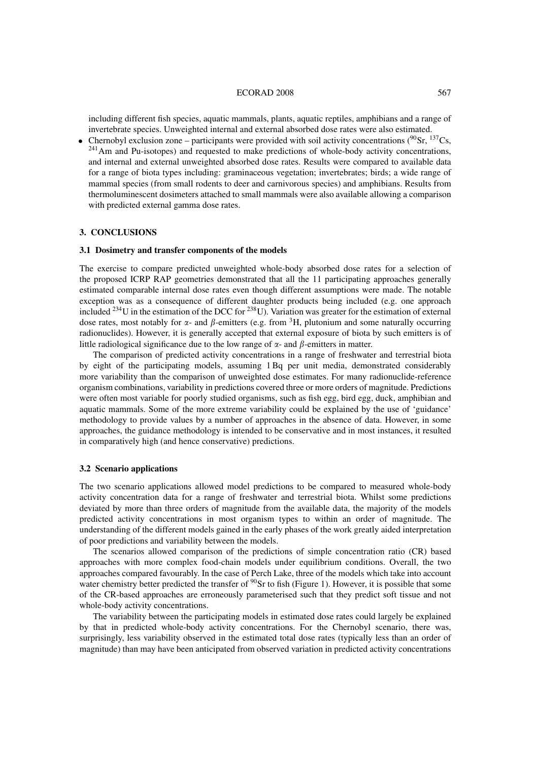including different fish species, aquatic mammals, plants, aquatic reptiles, amphibians and a range of invertebrate species. Unweighted internal and external absorbed dose rates were also estimated.

- Chernobyl exclusion zone – participants were provided with soil activity concentrations ($^{90}$Sr, $^{137}$Cs, $^{241}$Am and Pu-isotopes) and requested to make predictions of whole-body activity concentrations, and internal and external unweighted absorbed dose rates. Results were compared to available data for a range of biota types including: graminaceous vegetation; invertebrates; birds; a wide range of mammal species (from small rodents to deer and carnivorous species) and amphibians. Results from thermoluminescent dosimeters attached to small mammals were also available allowing a comparison with predicted external gamma dose rates.

## 3. CONCLUSIONS

### 3.1 Dosimetry and transfer components of the models

The exercise to compare predicted unweighted whole-body absorbed dose rates for a selection of the proposed ICRP RAP geometries demonstrated that all the 11 participating approaches generally estimated comparable internal dose rates even though different assumptions were made. The notable exception was as a consequence of different daughter products being included (e.g. one approach included $^{234}$U in the estimation of the DCC for $^{238}$U). Variation was greater for the estimation of external dose rates, most notably for $\alpha$- and $\beta$-emitters (e.g. from $^{3}$H, plutonium and some naturally occurring radionuclides). However, it is generally accepted that external exposure of biota by such emitters is of little radiological significance due to the low range of $\alpha$- and $\beta$-emitters in matter.

The comparison of predicted activity concentrations in a range of freshwater and terrestrial biota by eight of the participating models, assuming 1 Bq per unit media, demonstrated considerably more variability than the comparison of unweighted dose estimates. For many radionuclide-reference organism combinations, variability in predictions covered three or more orders of magnitude. Predictions were often most variable for poorly studied organisms, such as fish egg, bird egg, duck, amphibian and aquatic mammals. Some of the more extreme variability could be explained by the use of 'guidance' methodology to provide values by a number of approaches in the absence of data. However, in some approaches, the guidance methodology is intended to be conservative and in most instances, it resulted in comparatively high (and hence conservative) predictions.

### 3.2 Scenario applications

The two scenario applications allowed model predictions to be compared to measured whole-body activity concentration data for a range of freshwater and terrestrial biota. Whilst some predictions deviated by more than three orders of magnitude from the available data, the majority of the models predicted activity concentrations in most organism types to within an order of magnitude. The understanding of the different models gained in the early phases of the work greatly aided interpretation of poor predictions and variability between the models.

The scenarios allowed comparison of the predictions of simple concentration ratio (CR) based approaches with more complex food-chain models under equilibrium conditions. Overall, the two approaches compared favourably. In the case of Perch Lake, three of the models which take into account water chemistry better predicted the transfer of $^{90}$Sr to fish (Figure 1). However, it is possible that some of the CR-based approaches are erroneously parameterised such that they predict soft tissue and not whole-body activity concentrations.

The variability between the participating models in estimated dose rates could largely be explained by that in predicted whole-body activity concentrations. For the Chernobyl scenario, there was, surprisingly, less variability observed in the estimated total dose rates (typically less than an order of magnitude) than may have been anticipated from observed variation in predicted activity concentrations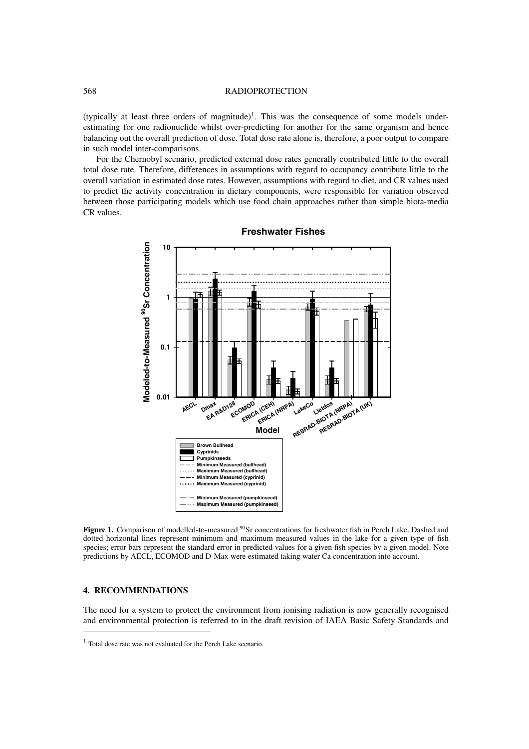(typically at least three orders of magnitude)[1]. This was the consequence of some models under-estimating for one radionuclide whilst over-predicting for another for the same organism and hence balancing out the overall prediction of dose. Total dose rate alone is, therefore, a poor output to compare in such model inter-comparisons.

For the Chernobyl scenario, predicted external dose rates generally contributed little to the overall total dose rate. Therefore, differences in assumptions with regard to occupancy contribute little to the overall variation in estimated dose rates. However, assumptions with regard to diet, and CR values used to predict the activity concentration in dietary components, were responsible for variation observed between those participating models which use food chain approaches rather than simple biota-media CR values.

**Figure 1.** Comparison of modelled-to-measured $^{90}$Sr concentrations for freshwater fish in Perch Lake. Dashed and dotted horizontal lines represent minimum and maximum measured values in the lake for a given type of fish species; error bars represent the standard error in predicted values for a given fish species by a given model. Note predictions by AECL, ECOMOD and D-Max were estimated taking water Ca concentration into account.

## 4. RECOMMENDATIONS

The need for a system to protect the environment from ionising radiation is now generally recognised and environmental protection is referred to in the draft revision of IAEA Basic Safety Standards and

[1] Total dose rate was not evaluated for the Perch Lake scenario.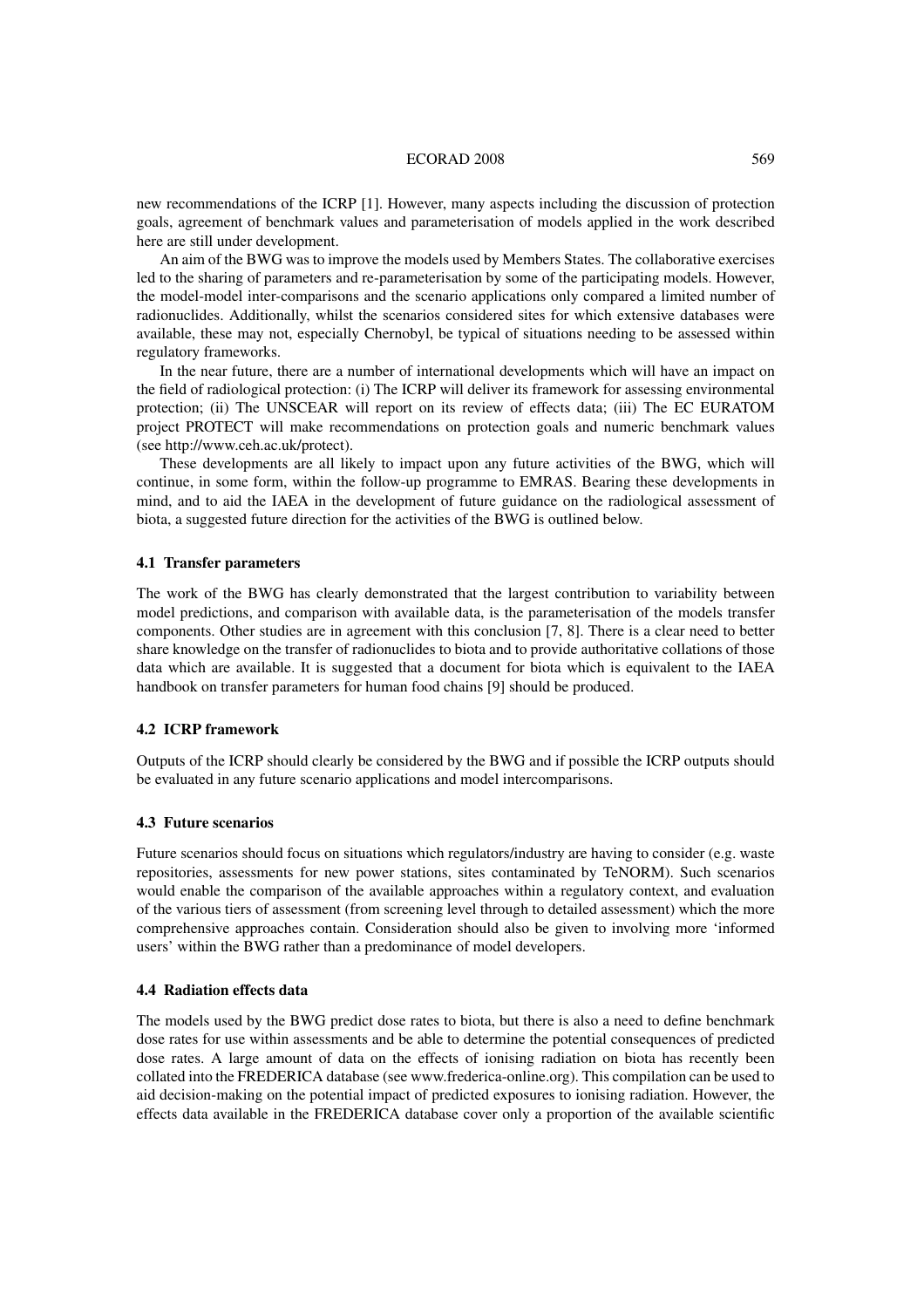new recommendations of the ICRP [1]. However, many aspects including the discussion of protection goals, agreement of benchmark values and parameterisation of models applied in the work described here are still under development.

An aim of the BWG was to improve the models used by Members States. The collaborative exercises led to the sharing of parameters and re-parameterisation by some of the participating models. However, the model-model inter-comparisons and the scenario applications only compared a limited number of radionuclides. Additionally, whilst the scenarios considered sites for which extensive databases were available, these may not, especially Chernobyl, be typical of situations needing to be assessed within regulatory frameworks.

In the near future, there are a number of international developments which will have an impact on the field of radiological protection: (i) The ICRP will deliver its framework for assessing environmental protection; (ii) The UNSCEAR will report on its review of effects data; (iii) The EC EURATOM project PROTECT will make recommendations on protection goals and numeric benchmark values (see http://www.ceh.ac.uk/protect).

These developments are all likely to impact upon any future activities of the BWG, which will continue, in some form, within the follow-up programme to EMRAS. Bearing these developments in mind, and to aid the IAEA in the development of future guidance on the radiological assessment of biota, a suggested future direction for the activities of the BWG is outlined below.

### 4.1 Transfer parameters

The work of the BWG has clearly demonstrated that the largest contribution to variability between model predictions, and comparison with available data, is the parameterisation of the models transfer components. Other studies are in agreement with this conclusion [7, 8]. There is a clear need to better share knowledge on the transfer of radionuclides to biota and to provide authoritative collations of those data which are available. It is suggested that a document for biota which is equivalent to the IAEA handbook on transfer parameters for human food chains [9] should be produced.

### 4.2 ICRP framework

Outputs of the ICRP should clearly be considered by the BWG and if possible the ICRP outputs should be evaluated in any future scenario applications and model intercomparisons.

### 4.3 Future scenarios

Future scenarios should focus on situations which regulators/industry are having to consider (e.g. waste repositories, assessments for new power stations, sites contaminated by TeNORM). Such scenarios would enable the comparison of the available approaches within a regulatory context, and evaluation of the various tiers of assessment (from screening level through to detailed assessment) which the more comprehensive approaches contain. Consideration should also be given to involving more 'informed users' within the BWG rather than a predominance of model developers.

### 4.4 Radiation effects data

The models used by the BWG predict dose rates to biota, but there is also a need to define benchmark dose rates for use within assessments and be able to determine the potential consequences of predicted dose rates. A large amount of data on the effects of ionising radiation on biota has recently been collated into the FREDERICA database (see www.frederica-online.org). This compilation can be used to aid decision-making on the potential impact of predicted exposures to ionising radiation. However, the effects data available in the FREDERICA database cover only a proportion of the available scientific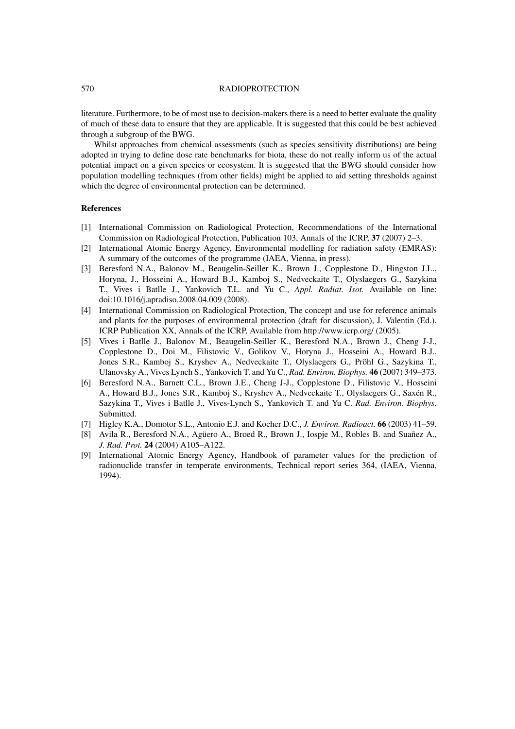literature. Furthermore, to be of most use to decision-makers there is a need to better evaluate the quality of much of these data to ensure that they are applicable. It is suggested that this could be best achieved through a subgroup of the BWG.

Whilst approaches from chemical assessments (such as species sensitivity distributions) are being adopted in trying to define dose rate benchmarks for biota, these do not really inform us of the actual potential impact on a given species or ecosystem. It is suggested that the BWG should consider how population modelling techniques (from other fields) might be applied to aid setting thresholds against which the degree of environmental protection can be determined.

## References

[1] International Commission on Radiological Protection, Recommendations of the International Commission on Radiological Protection, Publication 103, Annals of the ICRP, **37** (2007) 2–3.

[2] International Atomic Energy Agency, Environmental modelling for radiation safety (EMRAS): A summary of the outcomes of the programme (IAEA, Vienna, in press).

[3] Beresford N.A., Balonov M., Beaugelin-Seiller K., Brown J., Copplestone D., Hingston J.L., Horyna, J., Hosseini A., Howard B.J., Kamboj S., Nedveckaite T., Olyslaegers G., Sazykina T., Vives i Batlle J., Yankovich T.L. and Yu C., *Appl. Radiat. Isot.* Available on line: doi:10.1016/j.apradiso.2008.04.009 (2008).

[4] International Commission on Radiological Protection, The concept and use for reference animals and plants for the purposes of environmental protection (draft for discussion), J. Valentin (Ed.), ICRP Publication XX, Annals of the ICRP, Available from http://www.icrp.org/ (2005).

[5] Vives i Batlle J., Balonov M., Beaugelin-Seiller K., Beresford N.A., Brown J., Cheng J-J., Copplestone D., Doi M., Filistovic V., Golikov V., Horyna J., Hosseini A., Howard B.J., Jones S.R., Kamboj S., Kryshev A., Nedveckaite T., Olyslaegers G., Pröhl G., Sazykina T., Ulanovsky A., Vives Lynch S., Yankovich T. and Yu C., *Rad. Environ. Biophys.* **46** (2007) 349–373.

[6] Beresford N.A., Barnett C.L., Brown J.E., Cheng J-J., Copplestone D., Filistovic V., Hosseini A., Howard B.J., Jones S.R., Kamboj S., Kryshev A., Nedveckaite T., Olyslaegers G., Saxén R., Sazykina T., Vives i Batlle J., Vives-Lynch S., Yankovich T. and Yu C. *Rad. Environ. Biophys.* Submitted.

[7] Higley K.A., Domotor S.L., Antonio E.J. and Kocher D.C., *J. Environ. Radioact.* **66** (2003) 41–59.

[8] Avila R., Beresford N.A., Agüero A., Broed R., Brown J., Iospje M., Robles B. and Suañez A., *J. Rad. Prot.* **24** (2004) A105–A122.

[9] International Atomic Energy Agency, Handbook of parameter values for the prediction of radionuclide transfer in temperate environments, Technical report series 364, (IAEA, Vienna, 1994).